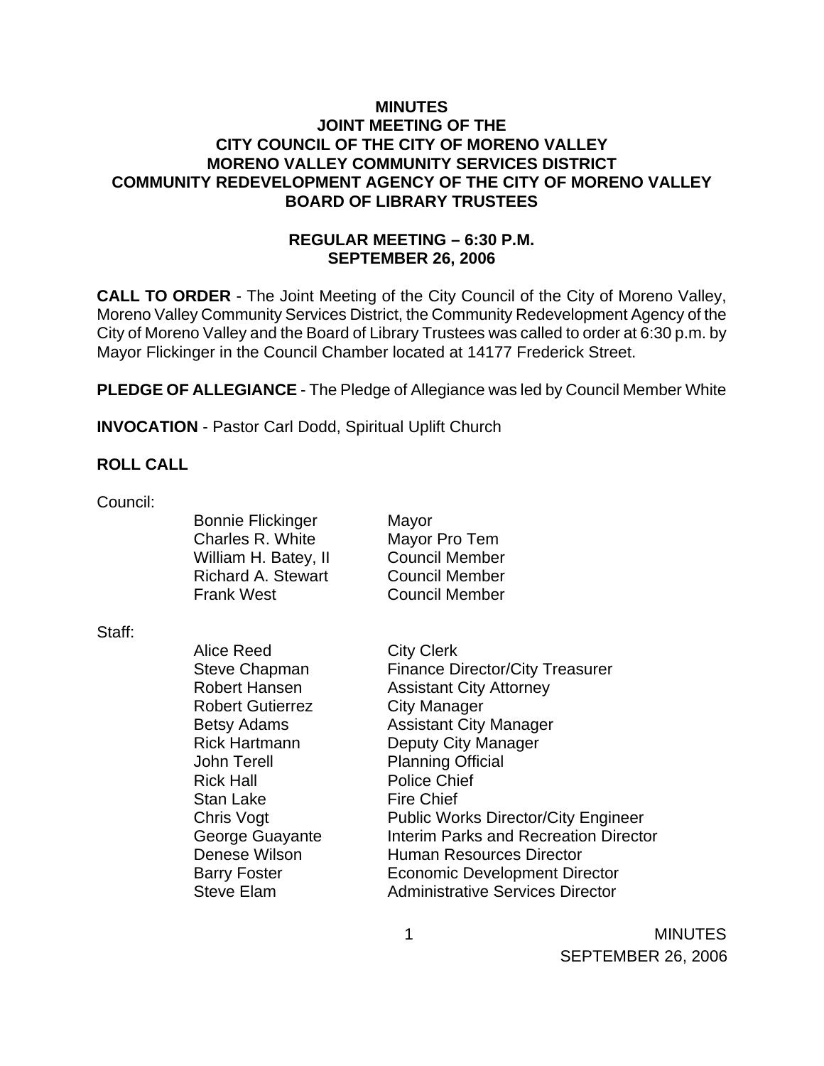# MINUTES
## JOINT MEETING OF THE
## CITY COUNCIL OF THE CITY OF MORENO VALLEY
## MORENO VALLEY COMMUNITY SERVICES DISTRICT
## COMMUNITY REDEVELOPMENT AGENCY OF THE CITY OF MORENO VALLEY
## BOARD OF LIBRARY TRUSTEES

### REGULAR MEETING – 6:30 P.M.
### SEPTEMBER 26, 2006

**CALL TO ORDER** - The Joint Meeting of the City Council of the City of Moreno Valley, Moreno Valley Community Services District, the Community Redevelopment Agency of the City of Moreno Valley and the Board of Library Trustees was called to order at 6:30 p.m. by Mayor Flickinger in the Council Chamber located at 14177 Frederick Street.

**PLEDGE OF ALLEGIANCE** - The Pledge of Allegiance was led by Council Member White

**INVOCATION** - Pastor Carl Dodd, Spiritual Uplift Church

**ROLL CALL**

Council:

| | |
|---|---|
| Bonnie Flickinger | Mayor |
| Charles R. White | Mayor Pro Tem |
| William H. Batey, II | Council Member |
| Richard A. Stewart | Council Member |
| Frank West | Council Member |

Staff:

| | |
|---|---|
| Alice Reed | City Clerk |
| Steve Chapman | Finance Director/City Treasurer |
| Robert Hansen | Assistant City Attorney |
| Robert Gutierrez | City Manager |
| Betsy Adams | Assistant City Manager |
| Rick Hartmann | Deputy City Manager |
| John Terell | Planning Official |
| Rick Hall | Police Chief |
| Stan Lake | Fire Chief |
| Chris Vogt | Public Works Director/City Engineer |
| George Guayante | Interim Parks and Recreation Director |
| Denese Wilson | Human Resources Director |
| Barry Foster | Economic Development Director |
| Steve Elam | Administrative Services Director |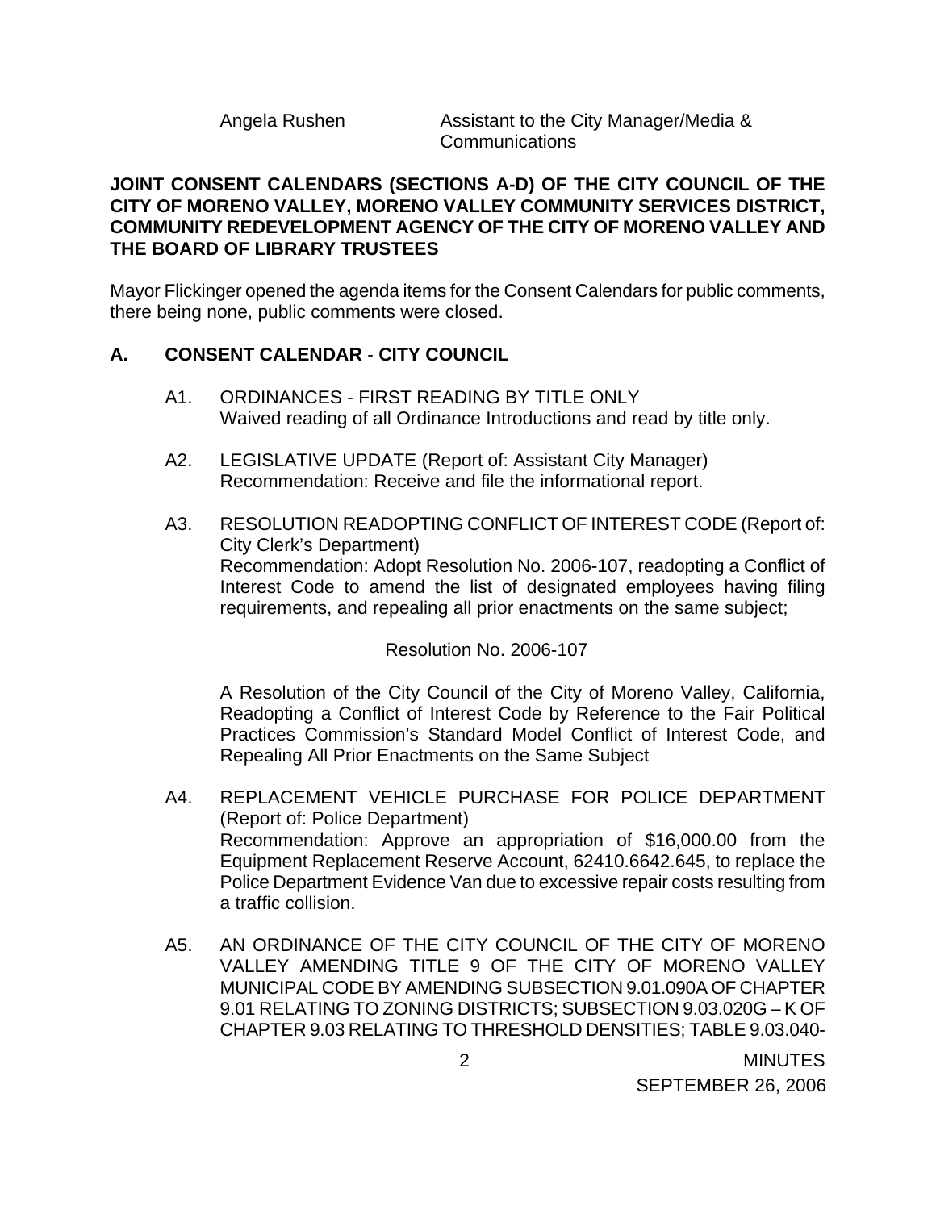Angela Rushen Assistant to the City Manager/Media & Communications

**JOINT CONSENT CALENDARS (SECTIONS A-D) OF THE CITY COUNCIL OF THE CITY OF MORENO VALLEY, MORENO VALLEY COMMUNITY SERVICES DISTRICT, COMMUNITY REDEVELOPMENT AGENCY OF THE CITY OF MORENO VALLEY AND THE BOARD OF LIBRARY TRUSTEES**

Mayor Flickinger opened the agenda items for the Consent Calendars for public comments, there being none, public comments were closed.

## A. CONSENT CALENDAR - CITY COUNCIL

A1. ORDINANCES - FIRST READING BY TITLE ONLY
Waived reading of all Ordinance Introductions and read by title only.

A2. LEGISLATIVE UPDATE (Report of: Assistant City Manager)
Recommendation: Receive and file the informational report.

A3. RESOLUTION READOPTING CONFLICT OF INTEREST CODE (Report of: City Clerk's Department)
Recommendation: Adopt Resolution No. 2006-107, readopting a Conflict of Interest Code to amend the list of designated employees having filing requirements, and repealing all prior enactments on the same subject;

Resolution No. 2006-107

A Resolution of the City Council of the City of Moreno Valley, California, Readopting a Conflict of Interest Code by Reference to the Fair Political Practices Commission's Standard Model Conflict of Interest Code, and Repealing All Prior Enactments on the Same Subject

A4. REPLACEMENT VEHICLE PURCHASE FOR POLICE DEPARTMENT (Report of: Police Department)
Recommendation: Approve an appropriation of $16,000.00 from the Equipment Replacement Reserve Account, 62410.6642.645, to replace the Police Department Evidence Van due to excessive repair costs resulting from a traffic collision.

A5. AN ORDINANCE OF THE CITY COUNCIL OF THE CITY OF MORENO VALLEY AMENDING TITLE 9 OF THE CITY OF MORENO VALLEY MUNICIPAL CODE BY AMENDING SUBSECTION 9.01.090A OF CHAPTER 9.01 RELATING TO ZONING DISTRICTS; SUBSECTION 9.03.020G – K OF CHAPTER 9.03 RELATING TO THRESHOLD DENSITIES; TABLE 9.03.040-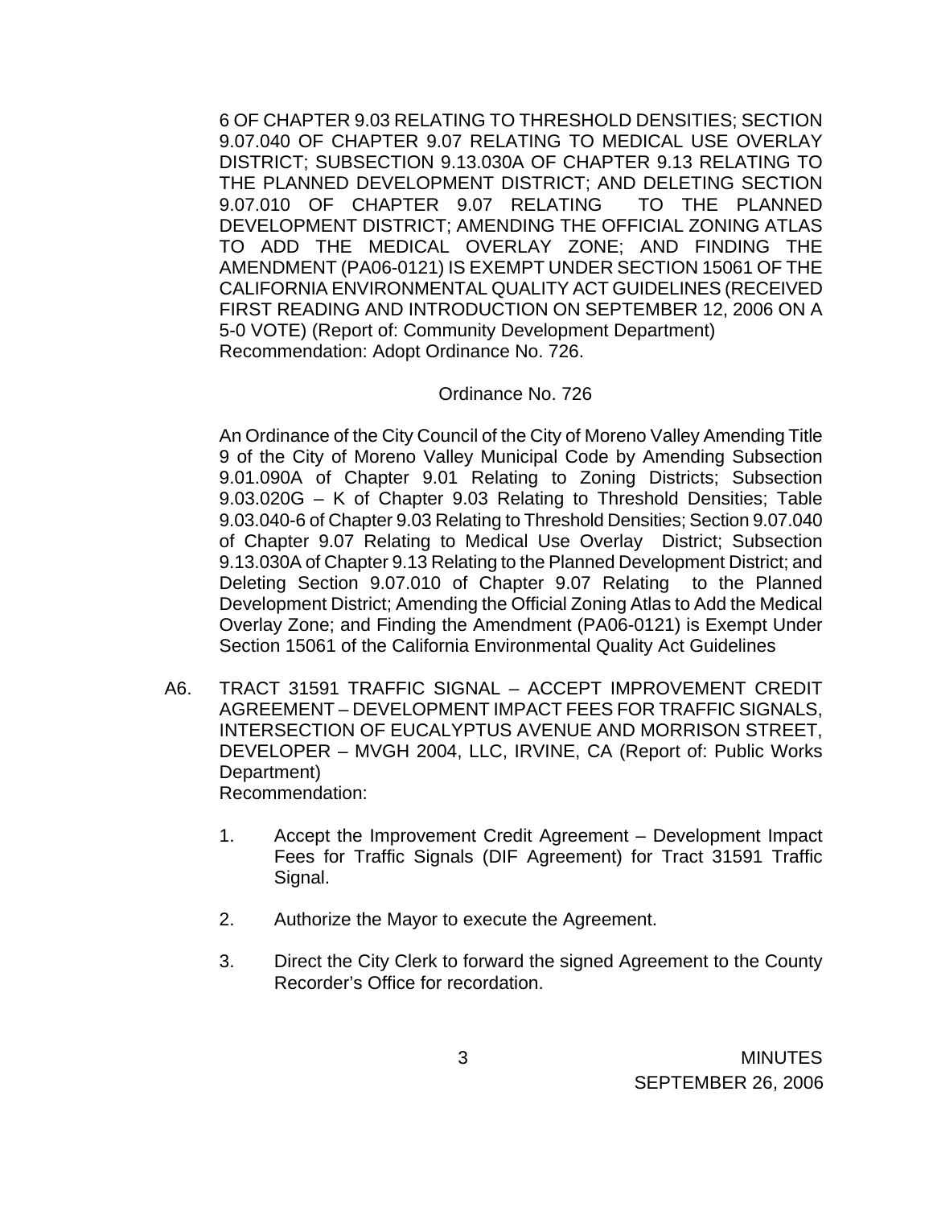6 OF CHAPTER 9.03 RELATING TO THRESHOLD DENSITIES; SECTION 9.07.040 OF CHAPTER 9.07 RELATING TO MEDICAL USE OVERLAY DISTRICT; SUBSECTION 9.13.030A OF CHAPTER 9.13 RELATING TO THE PLANNED DEVELOPMENT DISTRICT; AND DELETING SECTION 9.07.010 OF CHAPTER 9.07 RELATING TO THE PLANNED DEVELOPMENT DISTRICT; AMENDING THE OFFICIAL ZONING ATLAS TO ADD THE MEDICAL OVERLAY ZONE; AND FINDING THE AMENDMENT (PA06-0121) IS EXEMPT UNDER SECTION 15061 OF THE CALIFORNIA ENVIRONMENTAL QUALITY ACT GUIDELINES (RECEIVED FIRST READING AND INTRODUCTION ON SEPTEMBER 12, 2006 ON A 5-0 VOTE) (Report of: Community Development Department)
Recommendation: Adopt Ordinance No. 726.

Ordinance No. 726

An Ordinance of the City Council of the City of Moreno Valley Amending Title 9 of the City of Moreno Valley Municipal Code by Amending Subsection 9.01.090A of Chapter 9.01 Relating to Zoning Districts; Subsection 9.03.020G – K of Chapter 9.03 Relating to Threshold Densities; Table 9.03.040-6 of Chapter 9.03 Relating to Threshold Densities; Section 9.07.040 of Chapter 9.07 Relating to Medical Use Overlay District; Subsection 9.13.030A of Chapter 9.13 Relating to the Planned Development District; and Deleting Section 9.07.010 of Chapter 9.07 Relating to the Planned Development District; Amending the Official Zoning Atlas to Add the Medical Overlay Zone; and Finding the Amendment (PA06-0121) is Exempt Under Section 15061 of the California Environmental Quality Act Guidelines

A6. TRACT 31591 TRAFFIC SIGNAL – ACCEPT IMPROVEMENT CREDIT AGREEMENT – DEVELOPMENT IMPACT FEES FOR TRAFFIC SIGNALS, INTERSECTION OF EUCALYPTUS AVENUE AND MORRISON STREET, DEVELOPER – MVGH 2004, LLC, IRVINE, CA (Report of: Public Works Department)
Recommendation:

1. Accept the Improvement Credit Agreement – Development Impact Fees for Traffic Signals (DIF Agreement) for Tract 31591 Traffic Signal.

2. Authorize the Mayor to execute the Agreement.

3. Direct the City Clerk to forward the signed Agreement to the County Recorder's Office for recordation.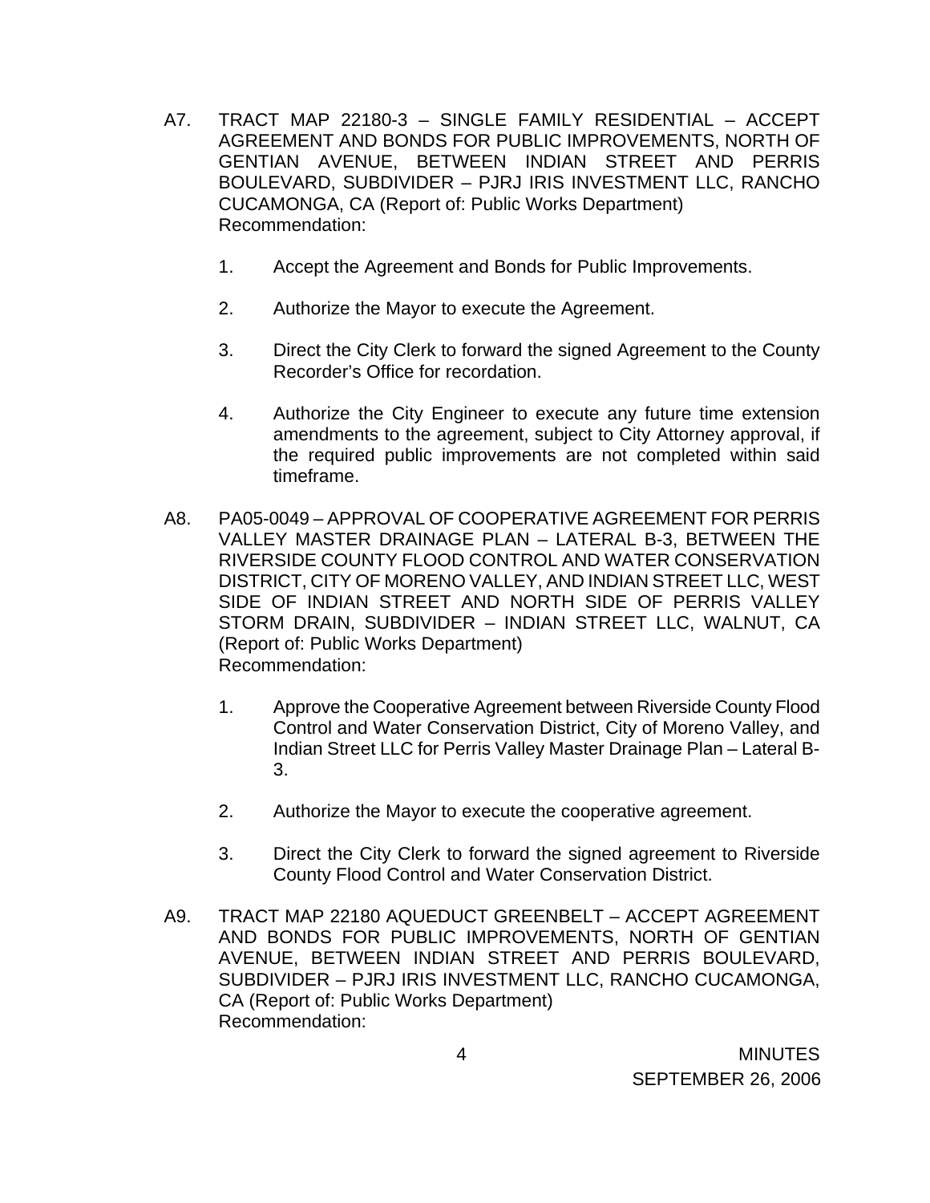A7. TRACT MAP 22180-3 – SINGLE FAMILY RESIDENTIAL – ACCEPT AGREEMENT AND BONDS FOR PUBLIC IMPROVEMENTS, NORTH OF GENTIAN AVENUE, BETWEEN INDIAN STREET AND PERRIS BOULEVARD, SUBDIVIDER – PJRJ IRIS INVESTMENT LLC, RANCHO CUCAMONGA, CA (Report of: Public Works Department)
Recommendation:

1. Accept the Agreement and Bonds for Public Improvements.

2. Authorize the Mayor to execute the Agreement.

3. Direct the City Clerk to forward the signed Agreement to the County Recorder's Office for recordation.

4. Authorize the City Engineer to execute any future time extension amendments to the agreement, subject to City Attorney approval, if the required public improvements are not completed within said timeframe.

A8. PA05-0049 – APPROVAL OF COOPERATIVE AGREEMENT FOR PERRIS VALLEY MASTER DRAINAGE PLAN – LATERAL B-3, BETWEEN THE RIVERSIDE COUNTY FLOOD CONTROL AND WATER CONSERVATION DISTRICT, CITY OF MORENO VALLEY, AND INDIAN STREET LLC, WEST SIDE OF INDIAN STREET AND NORTH SIDE OF PERRIS VALLEY STORM DRAIN, SUBDIVIDER – INDIAN STREET LLC, WALNUT, CA (Report of: Public Works Department)
Recommendation:

1. Approve the Cooperative Agreement between Riverside County Flood Control and Water Conservation District, City of Moreno Valley, and Indian Street LLC for Perris Valley Master Drainage Plan – Lateral B-3.

2. Authorize the Mayor to execute the cooperative agreement.

3. Direct the City Clerk to forward the signed agreement to Riverside County Flood Control and Water Conservation District.

A9. TRACT MAP 22180 AQUEDUCT GREENBELT – ACCEPT AGREEMENT AND BONDS FOR PUBLIC IMPROVEMENTS, NORTH OF GENTIAN AVENUE, BETWEEN INDIAN STREET AND PERRIS BOULEVARD, SUBDIVIDER – PJRJ IRIS INVESTMENT LLC, RANCHO CUCAMONGA, CA (Report of: Public Works Department)
Recommendation: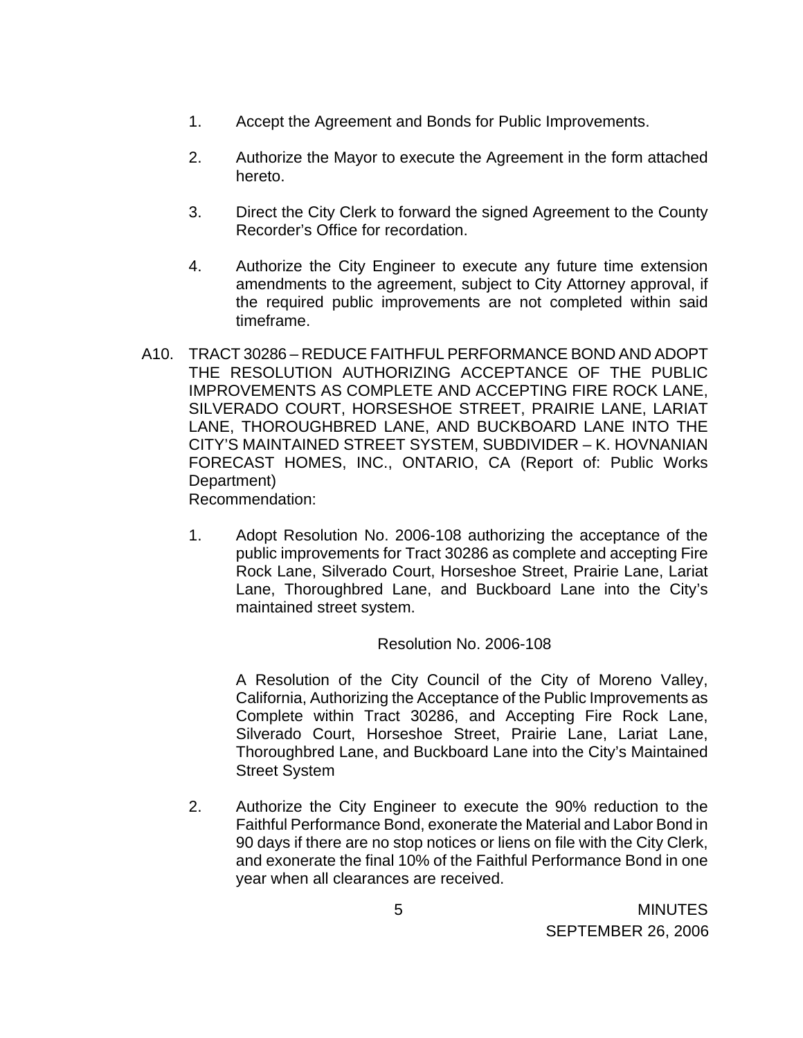1. Accept the Agreement and Bonds for Public Improvements.

2. Authorize the Mayor to execute the Agreement in the form attached hereto.

3. Direct the City Clerk to forward the signed Agreement to the County Recorder's Office for recordation.

4. Authorize the City Engineer to execute any future time extension amendments to the agreement, subject to City Attorney approval, if the required public improvements are not completed within said timeframe.

A10. TRACT 30286 – REDUCE FAITHFUL PERFORMANCE BOND AND ADOPT THE RESOLUTION AUTHORIZING ACCEPTANCE OF THE PUBLIC IMPROVEMENTS AS COMPLETE AND ACCEPTING FIRE ROCK LANE, SILVERADO COURT, HORSESHOE STREET, PRAIRIE LANE, LARIAT LANE, THOROUGHBRED LANE, AND BUCKBOARD LANE INTO THE CITY'S MAINTAINED STREET SYSTEM, SUBDIVIDER – K. HOVNANIAN FORECAST HOMES, INC., ONTARIO, CA (Report of: Public Works Department)

Recommendation:

1. Adopt Resolution No. 2006-108 authorizing the acceptance of the public improvements for Tract 30286 as complete and accepting Fire Rock Lane, Silverado Court, Horseshoe Street, Prairie Lane, Lariat Lane, Thoroughbred Lane, and Buckboard Lane into the City's maintained street system.

   Resolution No. 2006-108

   A Resolution of the City Council of the City of Moreno Valley, California, Authorizing the Acceptance of the Public Improvements as Complete within Tract 30286, and Accepting Fire Rock Lane, Silverado Court, Horseshoe Street, Prairie Lane, Lariat Lane, Thoroughbred Lane, and Buckboard Lane into the City's Maintained Street System

2. Authorize the City Engineer to execute the 90% reduction to the Faithful Performance Bond, exonerate the Material and Labor Bond in 90 days if there are no stop notices or liens on file with the City Clerk, and exonerate the final 10% of the Faithful Performance Bond in one year when all clearances are received.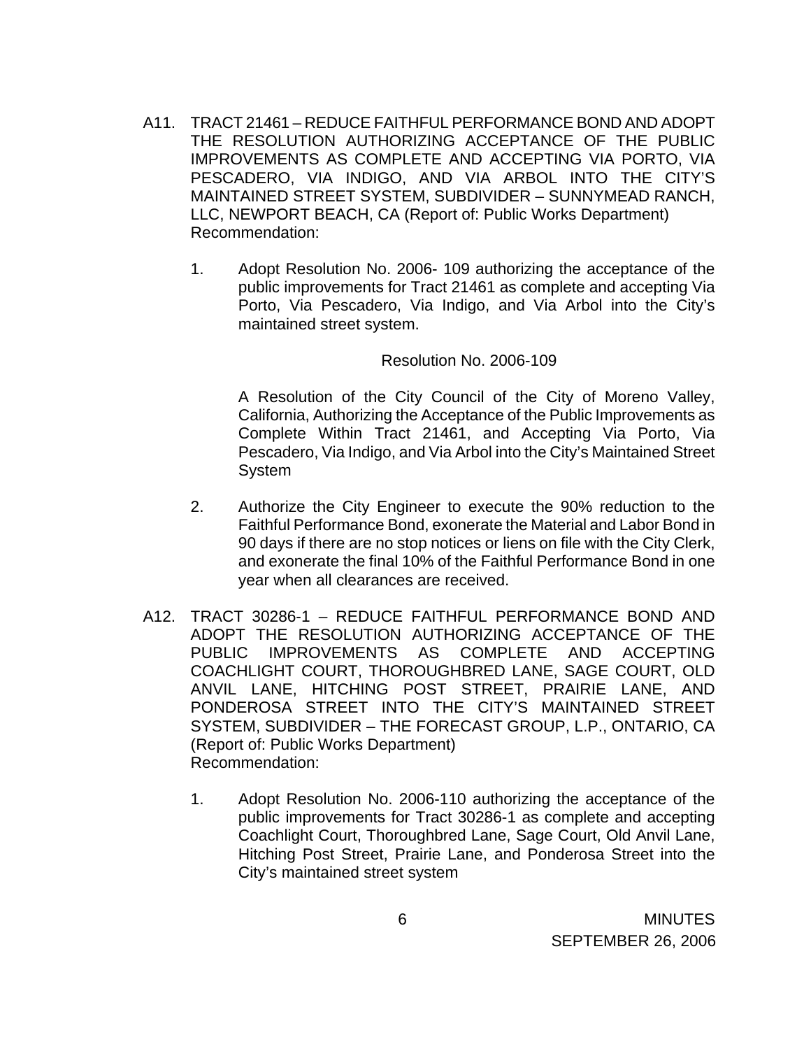A11. TRACT 21461 – REDUCE FAITHFUL PERFORMANCE BOND AND ADOPT THE RESOLUTION AUTHORIZING ACCEPTANCE OF THE PUBLIC IMPROVEMENTS AS COMPLETE AND ACCEPTING VIA PORTO, VIA PESCADERO, VIA INDIGO, AND VIA ARBOL INTO THE CITY'S MAINTAINED STREET SYSTEM, SUBDIVIDER – SUNNYMEAD RANCH, LLC, NEWPORT BEACH, CA (Report of: Public Works Department)
Recommendation:

1. Adopt Resolution No. 2006- 109 authorizing the acceptance of the public improvements for Tract 21461 as complete and accepting Via Porto, Via Pescadero, Via Indigo, and Via Arbol into the City's maintained street system.

   Resolution No. 2006-109

   A Resolution of the City Council of the City of Moreno Valley, California, Authorizing the Acceptance of the Public Improvements as Complete Within Tract 21461, and Accepting Via Porto, Via Pescadero, Via Indigo, and Via Arbol into the City's Maintained Street System

2. Authorize the City Engineer to execute the 90% reduction to the Faithful Performance Bond, exonerate the Material and Labor Bond in 90 days if there are no stop notices or liens on file with the City Clerk, and exonerate the final 10% of the Faithful Performance Bond in one year when all clearances are received.

A12. TRACT 30286-1 – REDUCE FAITHFUL PERFORMANCE BOND AND ADOPT THE RESOLUTION AUTHORIZING ACCEPTANCE OF THE PUBLIC IMPROVEMENTS AS COMPLETE AND ACCEPTING COACHLIGHT COURT, THOROUGHBRED LANE, SAGE COURT, OLD ANVIL LANE, HITCHING POST STREET, PRAIRIE LANE, AND PONDEROSA STREET INTO THE CITY'S MAINTAINED STREET SYSTEM, SUBDIVIDER – THE FORECAST GROUP, L.P., ONTARIO, CA (Report of: Public Works Department)
Recommendation:

1. Adopt Resolution No. 2006-110 authorizing the acceptance of the public improvements for Tract 30286-1 as complete and accepting Coachlight Court, Thoroughbred Lane, Sage Court, Old Anvil Lane, Hitching Post Street, Prairie Lane, and Ponderosa Street into the City's maintained street system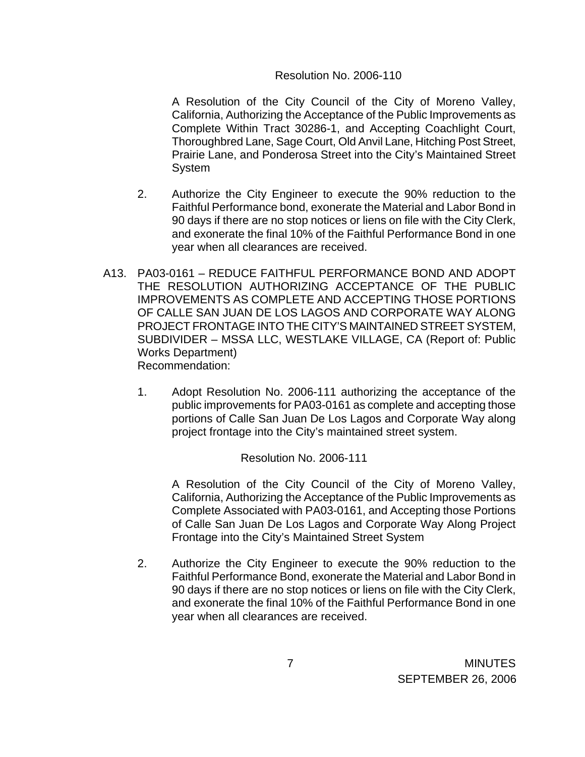Resolution No. 2006-110

A Resolution of the City Council of the City of Moreno Valley, California, Authorizing the Acceptance of the Public Improvements as Complete Within Tract 30286-1, and Accepting Coachlight Court, Thoroughbred Lane, Sage Court, Old Anvil Lane, Hitching Post Street, Prairie Lane, and Ponderosa Street into the City's Maintained Street System

2. Authorize the City Engineer to execute the 90% reduction to the Faithful Performance bond, exonerate the Material and Labor Bond in 90 days if there are no stop notices or liens on file with the City Clerk, and exonerate the final 10% of the Faithful Performance Bond in one year when all clearances are received.

A13. PA03-0161 – REDUCE FAITHFUL PERFORMANCE BOND AND ADOPT THE RESOLUTION AUTHORIZING ACCEPTANCE OF THE PUBLIC IMPROVEMENTS AS COMPLETE AND ACCEPTING THOSE PORTIONS OF CALLE SAN JUAN DE LOS LAGOS AND CORPORATE WAY ALONG PROJECT FRONTAGE INTO THE CITY'S MAINTAINED STREET SYSTEM, SUBDIVIDER – MSSA LLC, WESTLAKE VILLAGE, CA (Report of: Public Works Department)
Recommendation:

1. Adopt Resolution No. 2006-111 authorizing the acceptance of the public improvements for PA03-0161 as complete and accepting those portions of Calle San Juan De Los Lagos and Corporate Way along project frontage into the City's maintained street system.

Resolution No. 2006-111

A Resolution of the City Council of the City of Moreno Valley, California, Authorizing the Acceptance of the Public Improvements as Complete Associated with PA03-0161, and Accepting those Portions of Calle San Juan De Los Lagos and Corporate Way Along Project Frontage into the City's Maintained Street System

2. Authorize the City Engineer to execute the 90% reduction to the Faithful Performance Bond, exonerate the Material and Labor Bond in 90 days if there are no stop notices or liens on file with the City Clerk, and exonerate the final 10% of the Faithful Performance Bond in one year when all clearances are received.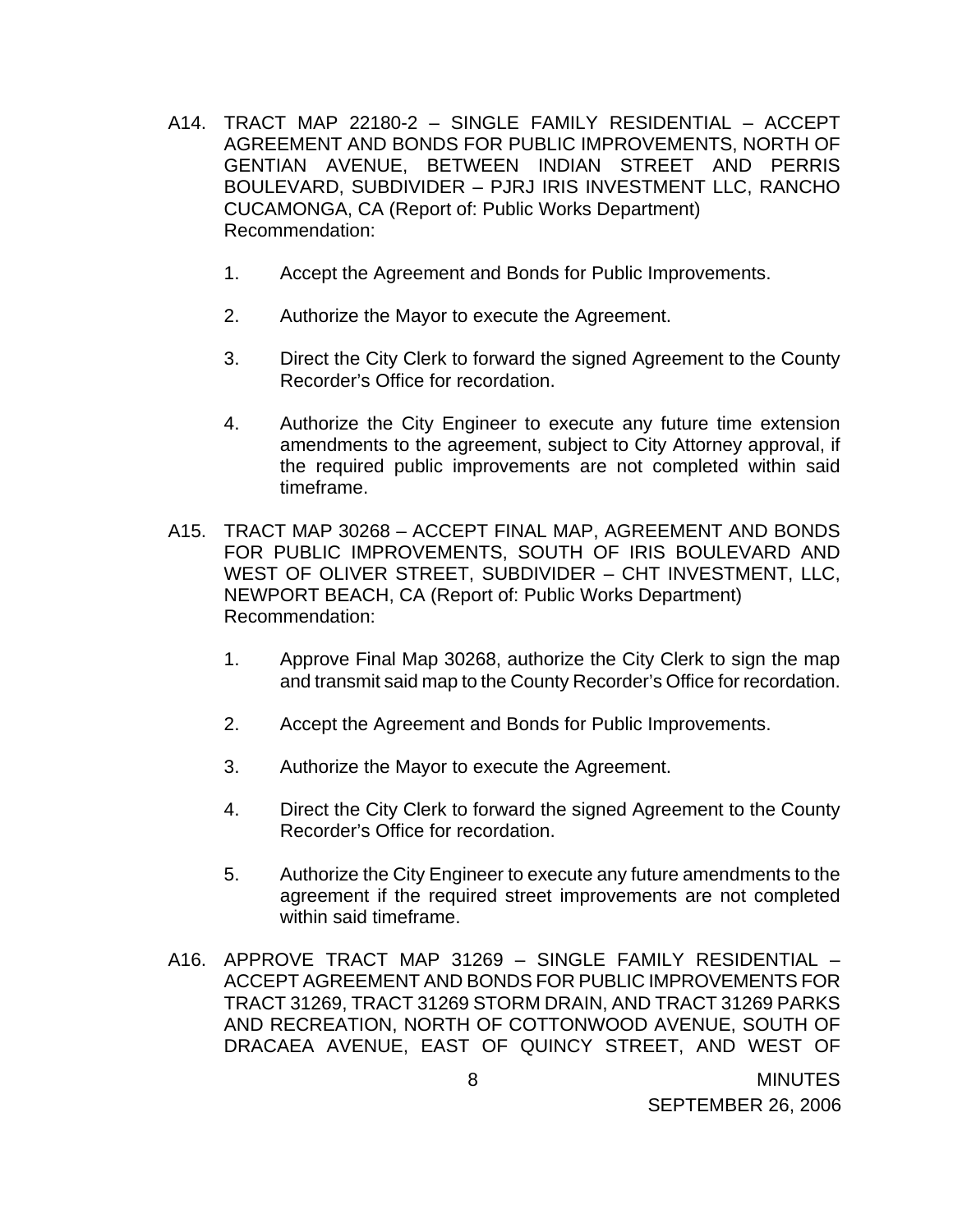A14. TRACT MAP 22180-2 – SINGLE FAMILY RESIDENTIAL – ACCEPT AGREEMENT AND BONDS FOR PUBLIC IMPROVEMENTS, NORTH OF GENTIAN AVENUE, BETWEEN INDIAN STREET AND PERRIS BOULEVARD, SUBDIVIDER – PJRJ IRIS INVESTMENT LLC, RANCHO CUCAMONGA, CA (Report of: Public Works Department)
Recommendation:

1. Accept the Agreement and Bonds for Public Improvements.

2. Authorize the Mayor to execute the Agreement.

3. Direct the City Clerk to forward the signed Agreement to the County Recorder's Office for recordation.

4. Authorize the City Engineer to execute any future time extension amendments to the agreement, subject to City Attorney approval, if the required public improvements are not completed within said timeframe.

A15. TRACT MAP 30268 – ACCEPT FINAL MAP, AGREEMENT AND BONDS FOR PUBLIC IMPROVEMENTS, SOUTH OF IRIS BOULEVARD AND WEST OF OLIVER STREET, SUBDIVIDER – CHT INVESTMENT, LLC, NEWPORT BEACH, CA (Report of: Public Works Department)
Recommendation:

1. Approve Final Map 30268, authorize the City Clerk to sign the map and transmit said map to the County Recorder's Office for recordation.

2. Accept the Agreement and Bonds for Public Improvements.

3. Authorize the Mayor to execute the Agreement.

4. Direct the City Clerk to forward the signed Agreement to the County Recorder's Office for recordation.

5. Authorize the City Engineer to execute any future amendments to the agreement if the required street improvements are not completed within said timeframe.

A16. APPROVE TRACT MAP 31269 – SINGLE FAMILY RESIDENTIAL – ACCEPT AGREEMENT AND BONDS FOR PUBLIC IMPROVEMENTS FOR TRACT 31269, TRACT 31269 STORM DRAIN, AND TRACT 31269 PARKS AND RECREATION, NORTH OF COTTONWOOD AVENUE, SOUTH OF DRACAEA AVENUE, EAST OF QUINCY STREET, AND WEST OF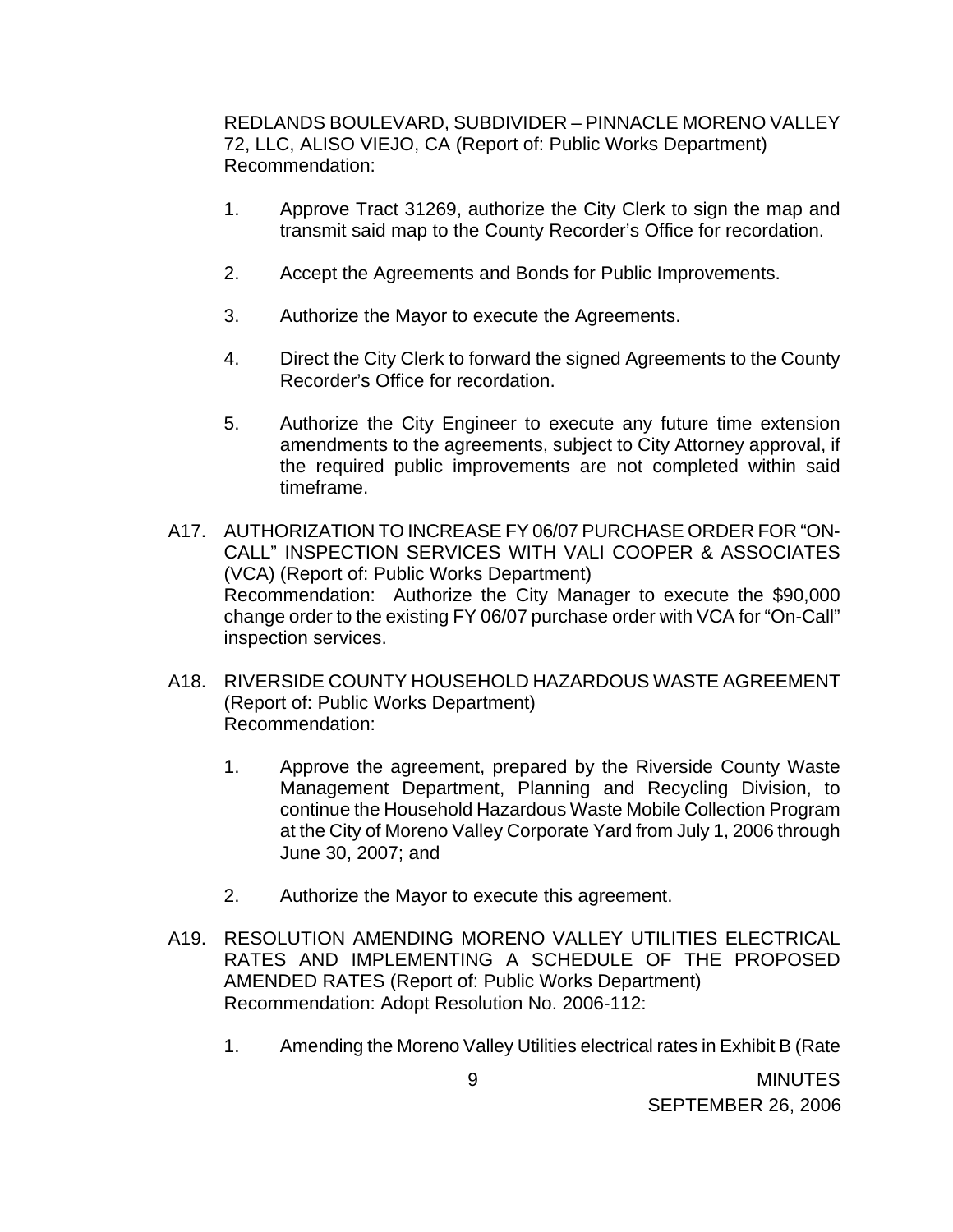REDLANDS BOULEVARD, SUBDIVIDER – PINNACLE MORENO VALLEY 72, LLC, ALISO VIEJO, CA (Report of: Public Works Department)
Recommendation:

1. Approve Tract 31269, authorize the City Clerk to sign the map and transmit said map to the County Recorder's Office for recordation.

2. Accept the Agreements and Bonds for Public Improvements.

3. Authorize the Mayor to execute the Agreements.

4. Direct the City Clerk to forward the signed Agreements to the County Recorder's Office for recordation.

5. Authorize the City Engineer to execute any future time extension amendments to the agreements, subject to City Attorney approval, if the required public improvements are not completed within said timeframe.

A17. AUTHORIZATION TO INCREASE FY 06/07 PURCHASE ORDER FOR "ON-CALL" INSPECTION SERVICES WITH VALI COOPER & ASSOCIATES (VCA) (Report of: Public Works Department)
Recommendation: Authorize the City Manager to execute the $90,000 change order to the existing FY 06/07 purchase order with VCA for "On-Call" inspection services.

A18. RIVERSIDE COUNTY HOUSEHOLD HAZARDOUS WASTE AGREEMENT (Report of: Public Works Department)
Recommendation:

1. Approve the agreement, prepared by the Riverside County Waste Management Department, Planning and Recycling Division, to continue the Household Hazardous Waste Mobile Collection Program at the City of Moreno Valley Corporate Yard from July 1, 2006 through June 30, 2007; and

2. Authorize the Mayor to execute this agreement.

A19. RESOLUTION AMENDING MORENO VALLEY UTILITIES ELECTRICAL RATES AND IMPLEMENTING A SCHEDULE OF THE PROPOSED AMENDED RATES (Report of: Public Works Department)
Recommendation: Adopt Resolution No. 2006-112:

1. Amending the Moreno Valley Utilities electrical rates in Exhibit B (Rate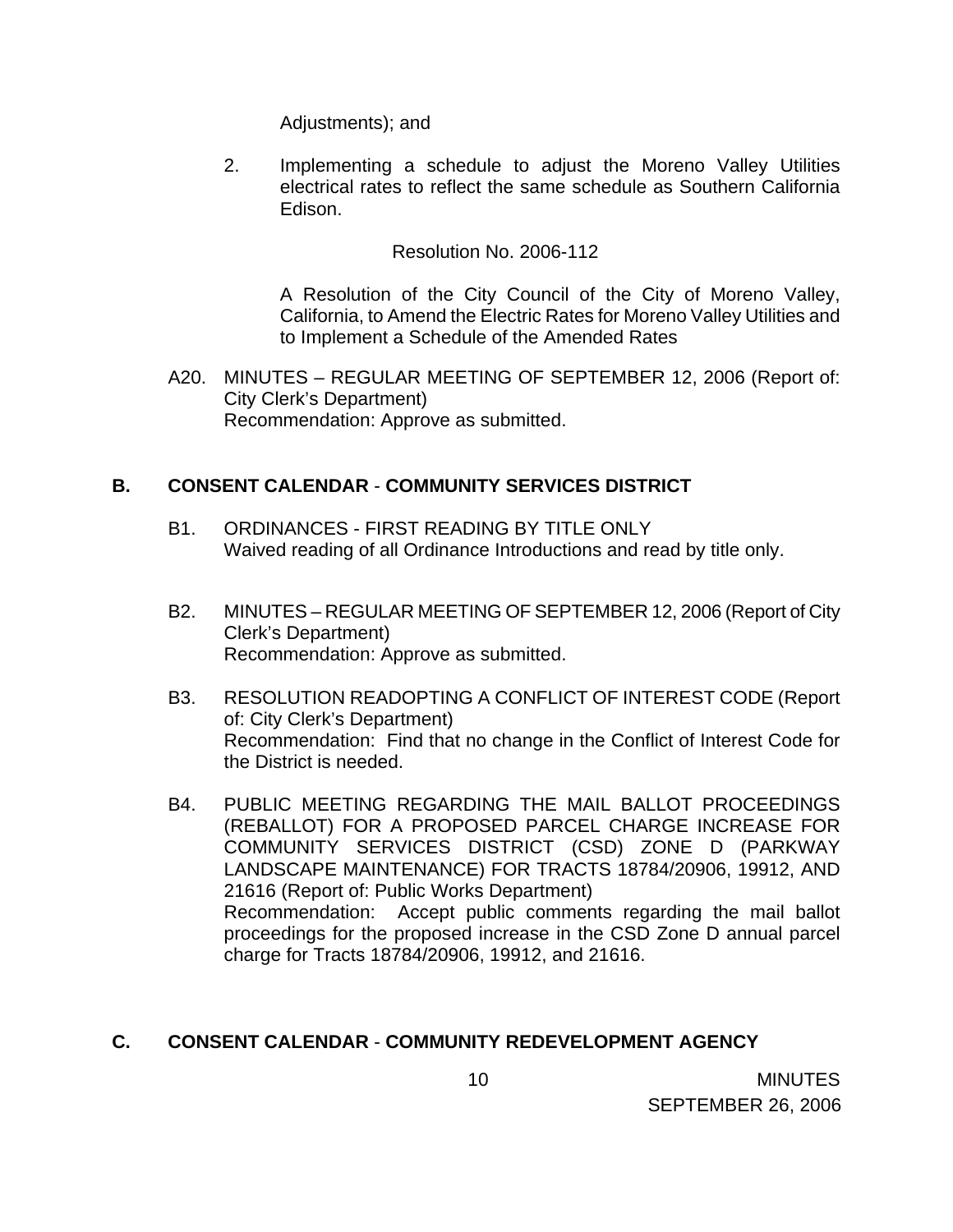Adjustments); and

2. Implementing a schedule to adjust the Moreno Valley Utilities electrical rates to reflect the same schedule as Southern California Edison.

Resolution No. 2006-112

A Resolution of the City Council of the City of Moreno Valley, California, to Amend the Electric Rates for Moreno Valley Utilities and to Implement a Schedule of the Amended Rates

A20. MINUTES – REGULAR MEETING OF SEPTEMBER 12, 2006 (Report of: City Clerk's Department)
Recommendation: Approve as submitted.

## B. CONSENT CALENDAR - COMMUNITY SERVICES DISTRICT

B1. ORDINANCES - FIRST READING BY TITLE ONLY
Waived reading of all Ordinance Introductions and read by title only.

B2. MINUTES – REGULAR MEETING OF SEPTEMBER 12, 2006 (Report of City Clerk's Department)
Recommendation: Approve as submitted.

B3. RESOLUTION READOPTING A CONFLICT OF INTEREST CODE (Report of: City Clerk's Department)
Recommendation: Find that no change in the Conflict of Interest Code for the District is needed.

B4. PUBLIC MEETING REGARDING THE MAIL BALLOT PROCEEDINGS (REBALLOT) FOR A PROPOSED PARCEL CHARGE INCREASE FOR COMMUNITY SERVICES DISTRICT (CSD) ZONE D (PARKWAY LANDSCAPE MAINTENANCE) FOR TRACTS 18784/20906, 19912, AND 21616 (Report of: Public Works Department)
Recommendation: Accept public comments regarding the mail ballot proceedings for the proposed increase in the CSD Zone D annual parcel charge for Tracts 18784/20906, 19912, and 21616.

## C. CONSENT CALENDAR - COMMUNITY REDEVELOPMENT AGENCY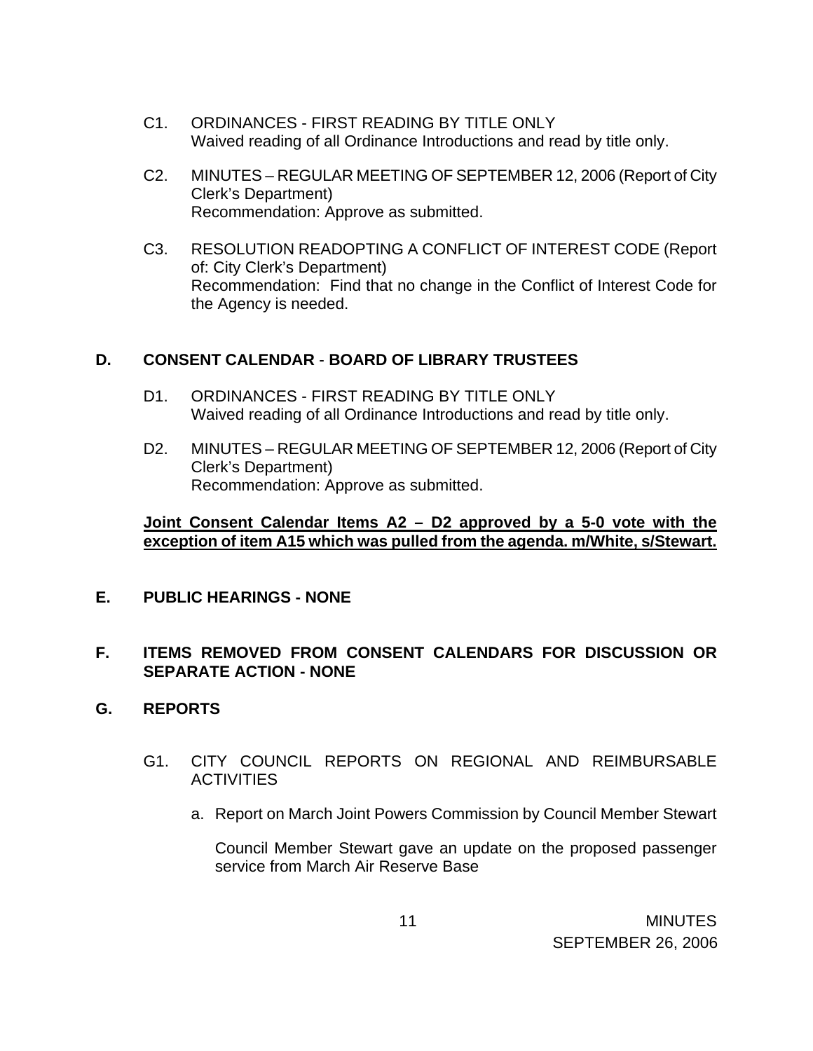C1. ORDINANCES - FIRST READING BY TITLE ONLY
Waived reading of all Ordinance Introductions and read by title only.

C2. MINUTES – REGULAR MEETING OF SEPTEMBER 12, 2006 (Report of City Clerk's Department)
Recommendation: Approve as submitted.

C3. RESOLUTION READOPTING A CONFLICT OF INTEREST CODE (Report of: City Clerk's Department)
Recommendation: Find that no change in the Conflict of Interest Code for the Agency is needed.

## D. CONSENT CALENDAR - BOARD OF LIBRARY TRUSTEES

D1. ORDINANCES - FIRST READING BY TITLE ONLY
Waived reading of all Ordinance Introductions and read by title only.

D2. MINUTES – REGULAR MEETING OF SEPTEMBER 12, 2006 (Report of City Clerk's Department)
Recommendation: Approve as submitted.

**Joint Consent Calendar Items A2 – D2 approved by a 5-0 vote with the exception of item A15 which was pulled from the agenda. m/White, s/Stewart.**

## E. PUBLIC HEARINGS - NONE

## F. ITEMS REMOVED FROM CONSENT CALENDARS FOR DISCUSSION OR SEPARATE ACTION - NONE

## G. REPORTS

G1. CITY COUNCIL REPORTS ON REGIONAL AND REIMBURSABLE ACTIVITIES

a. Report on March Joint Powers Commission by Council Member Stewart

Council Member Stewart gave an update on the proposed passenger service from March Air Reserve Base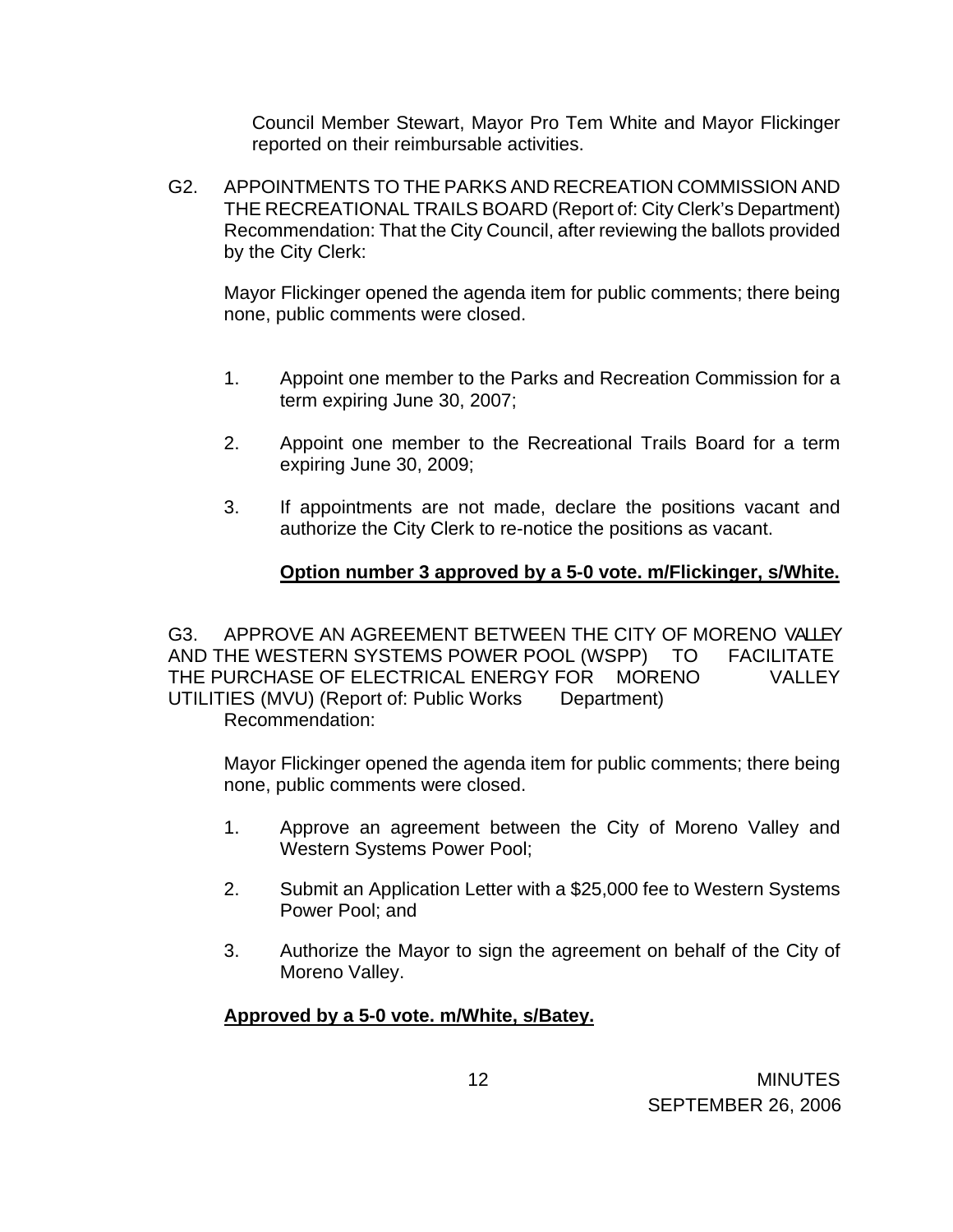Council Member Stewart, Mayor Pro Tem White and Mayor Flickinger reported on their reimbursable activities.

G2. APPOINTMENTS TO THE PARKS AND RECREATION COMMISSION AND THE RECREATIONAL TRAILS BOARD (Report of: City Clerk's Department) Recommendation: That the City Council, after reviewing the ballots provided by the City Clerk:

Mayor Flickinger opened the agenda item for public comments; there being none, public comments were closed.

1. Appoint one member to the Parks and Recreation Commission for a term expiring June 30, 2007;

2. Appoint one member to the Recreational Trails Board for a term expiring June 30, 2009;

3. If appointments are not made, declare the positions vacant and authorize the City Clerk to re-notice the positions as vacant.

**Option number 3 approved by a 5-0 vote. m/Flickinger, s/White.**

G3. APPROVE AN AGREEMENT BETWEEN THE CITY OF MORENO VALLEY AND THE WESTERN SYSTEMS POWER POOL (WSPP) TO FACILITATE THE PURCHASE OF ELECTRICAL ENERGY FOR MORENO VALLEY UTILITIES (MVU) (Report of: Public Works Department) Recommendation:

Mayor Flickinger opened the agenda item for public comments; there being none, public comments were closed.

1. Approve an agreement between the City of Moreno Valley and Western Systems Power Pool;

2. Submit an Application Letter with a $25,000 fee to Western Systems Power Pool; and

3. Authorize the Mayor to sign the agreement on behalf of the City of Moreno Valley.

**Approved by a 5-0 vote. m/White, s/Batey.**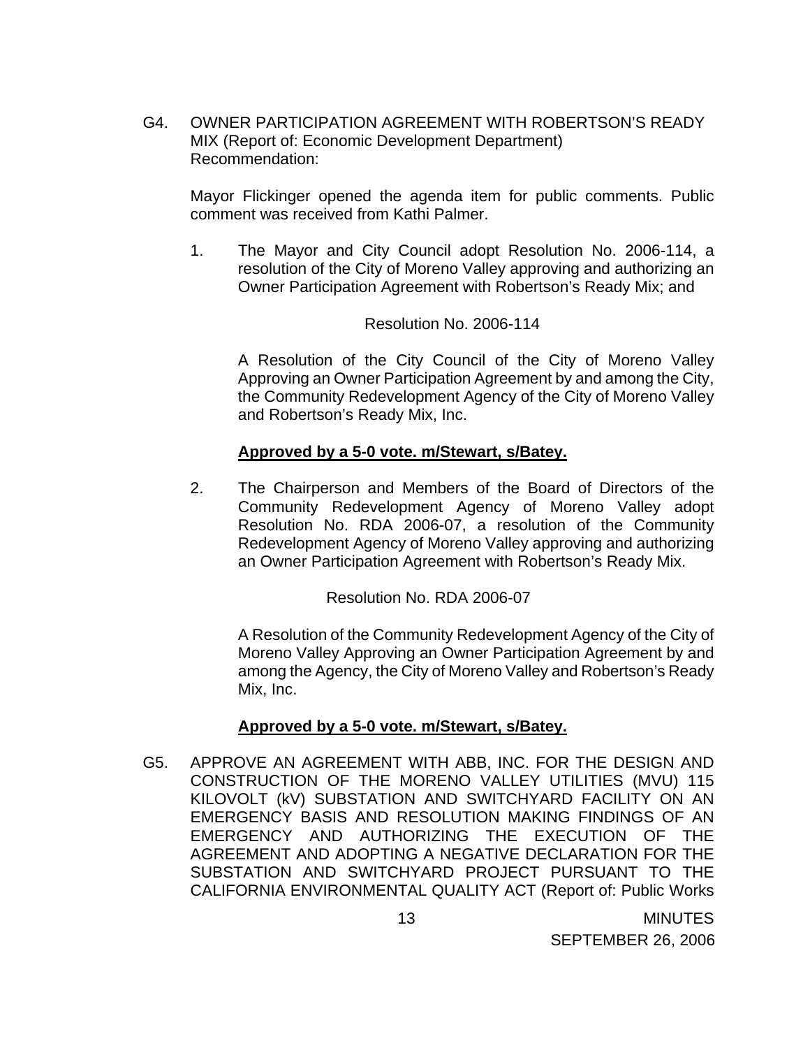G4. OWNER PARTICIPATION AGREEMENT WITH ROBERTSON'S READY MIX (Report of: Economic Development Department)
Recommendation:

Mayor Flickinger opened the agenda item for public comments. Public comment was received from Kathi Palmer.

1. The Mayor and City Council adopt Resolution No. 2006-114, a resolution of the City of Moreno Valley approving and authorizing an Owner Participation Agreement with Robertson's Ready Mix; and

Resolution No. 2006-114

A Resolution of the City Council of the City of Moreno Valley Approving an Owner Participation Agreement by and among the City, the Community Redevelopment Agency of the City of Moreno Valley and Robertson's Ready Mix, Inc.

**Approved by a 5-0 vote. m/Stewart, s/Batey.**

2. The Chairperson and Members of the Board of Directors of the Community Redevelopment Agency of Moreno Valley adopt Resolution No. RDA 2006-07, a resolution of the Community Redevelopment Agency of Moreno Valley approving and authorizing an Owner Participation Agreement with Robertson's Ready Mix.

Resolution No. RDA 2006-07

A Resolution of the Community Redevelopment Agency of the City of Moreno Valley Approving an Owner Participation Agreement by and among the Agency, the City of Moreno Valley and Robertson's Ready Mix, Inc.

**Approved by a 5-0 vote. m/Stewart, s/Batey.**

G5. APPROVE AN AGREEMENT WITH ABB, INC. FOR THE DESIGN AND CONSTRUCTION OF THE MORENO VALLEY UTILITIES (MVU) 115 KILOVOLT (kV) SUBSTATION AND SWITCHYARD FACILITY ON AN EMERGENCY BASIS AND RESOLUTION MAKING FINDINGS OF AN EMERGENCY AND AUTHORIZING THE EXECUTION OF THE AGREEMENT AND ADOPTING A NEGATIVE DECLARATION FOR THE SUBSTATION AND SWITCHYARD PROJECT PURSUANT TO THE CALIFORNIA ENVIRONMENTAL QUALITY ACT (Report of: Public Works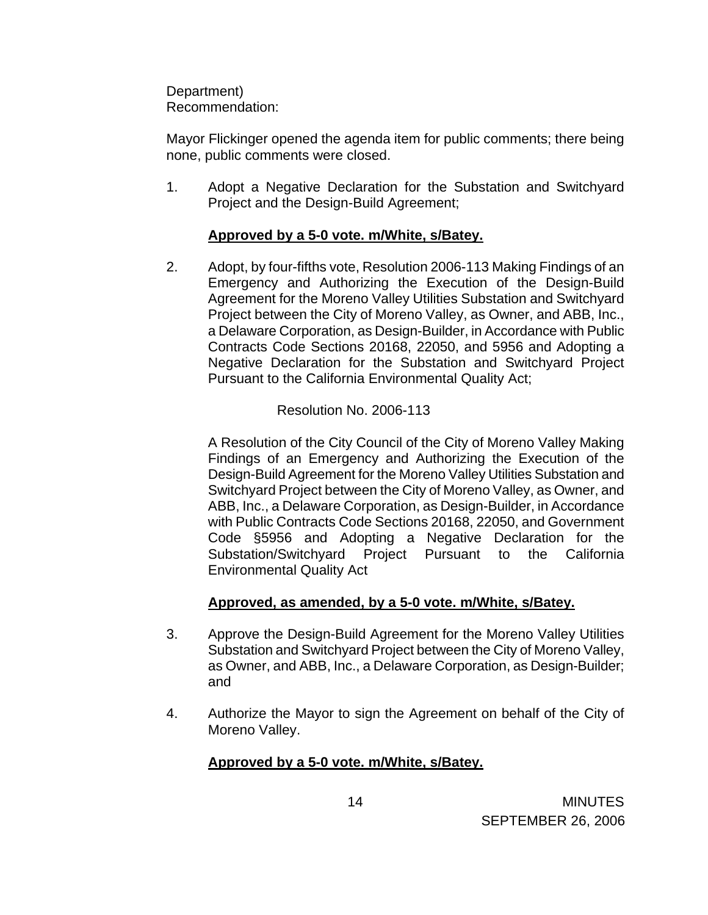Department)
Recommendation:

Mayor Flickinger opened the agenda item for public comments; there being none, public comments were closed.

1. Adopt a Negative Declaration for the Substation and Switchyard Project and the Design-Build Agreement;

   **Approved by a 5-0 vote. m/White, s/Batey.**

2. Adopt, by four-fifths vote, Resolution 2006-113 Making Findings of an Emergency and Authorizing the Execution of the Design-Build Agreement for the Moreno Valley Utilities Substation and Switchyard Project between the City of Moreno Valley, as Owner, and ABB, Inc., a Delaware Corporation, as Design-Builder, in Accordance with Public Contracts Code Sections 20168, 22050, and 5956 and Adopting a Negative Declaration for the Substation and Switchyard Project Pursuant to the California Environmental Quality Act;

   Resolution No. 2006-113

   A Resolution of the City Council of the City of Moreno Valley Making Findings of an Emergency and Authorizing the Execution of the Design-Build Agreement for the Moreno Valley Utilities Substation and Switchyard Project between the City of Moreno Valley, as Owner, and ABB, Inc., a Delaware Corporation, as Design-Builder, in Accordance with Public Contracts Code Sections 20168, 22050, and Government Code §5956 and Adopting a Negative Declaration for the Substation/Switchyard Project Pursuant to the California Environmental Quality Act

   **Approved, as amended, by a 5-0 vote. m/White, s/Batey.**

3. Approve the Design-Build Agreement for the Moreno Valley Utilities Substation and Switchyard Project between the City of Moreno Valley, as Owner, and ABB, Inc., a Delaware Corporation, as Design-Builder; and

4. Authorize the Mayor to sign the Agreement on behalf of the City of Moreno Valley.

   **Approved by a 5-0 vote. m/White, s/Batey.**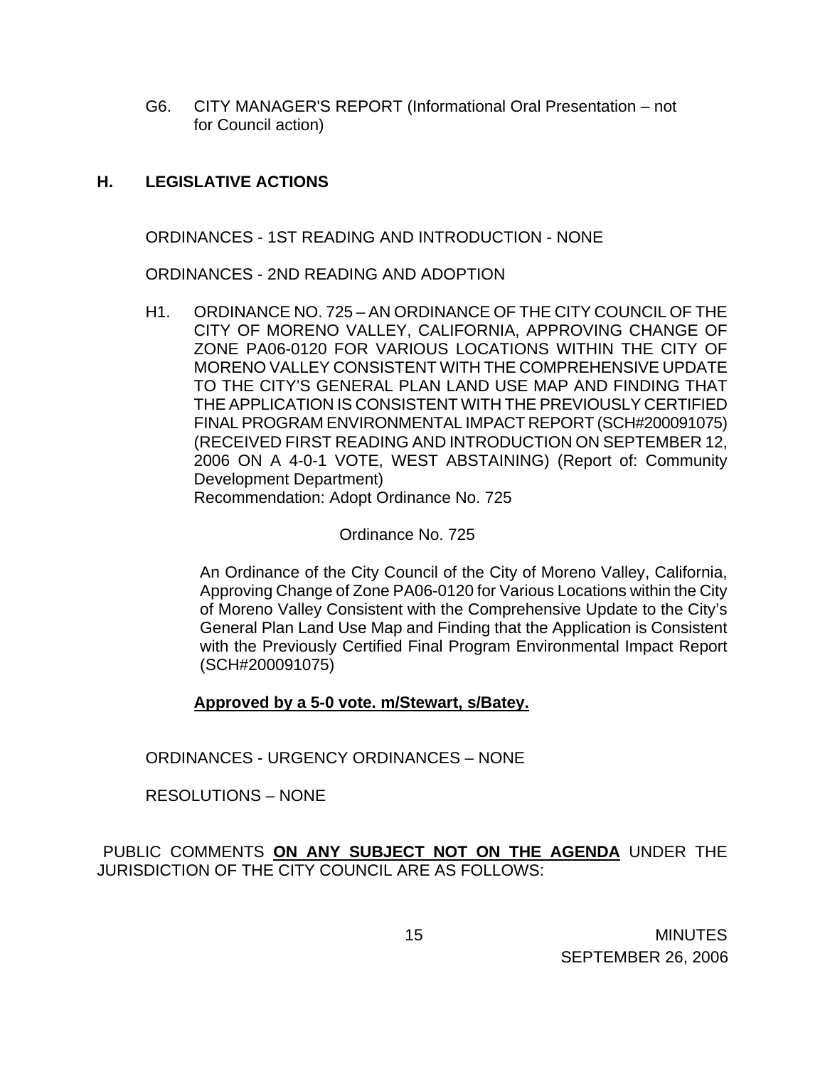G6. CITY MANAGER'S REPORT (Informational Oral Presentation – not for Council action)

## H. LEGISLATIVE ACTIONS

ORDINANCES - 1ST READING AND INTRODUCTION - NONE

ORDINANCES - 2ND READING AND ADOPTION

H1. ORDINANCE NO. 725 – AN ORDINANCE OF THE CITY COUNCIL OF THE CITY OF MORENO VALLEY, CALIFORNIA, APPROVING CHANGE OF ZONE PA06-0120 FOR VARIOUS LOCATIONS WITHIN THE CITY OF MORENO VALLEY CONSISTENT WITH THE COMPREHENSIVE UPDATE TO THE CITY'S GENERAL PLAN LAND USE MAP AND FINDING THAT THE APPLICATION IS CONSISTENT WITH THE PREVIOUSLY CERTIFIED FINAL PROGRAM ENVIRONMENTAL IMPACT REPORT (SCH#200091075) (RECEIVED FIRST READING AND INTRODUCTION ON SEPTEMBER 12, 2006 ON A 4-0-1 VOTE, WEST ABSTAINING) (Report of: Community Development Department)
Recommendation: Adopt Ordinance No. 725

Ordinance No. 725

An Ordinance of the City Council of the City of Moreno Valley, California, Approving Change of Zone PA06-0120 for Various Locations within the City of Moreno Valley Consistent with the Comprehensive Update to the City's General Plan Land Use Map and Finding that the Application is Consistent with the Previously Certified Final Program Environmental Impact Report (SCH#200091075)

**Approved by a 5-0 vote. m/Stewart, s/Batey.**

ORDINANCES - URGENCY ORDINANCES – NONE

RESOLUTIONS – NONE

PUBLIC COMMENTS **ON ANY SUBJECT NOT ON THE AGENDA** UNDER THE JURISDICTION OF THE CITY COUNCIL ARE AS FOLLOWS: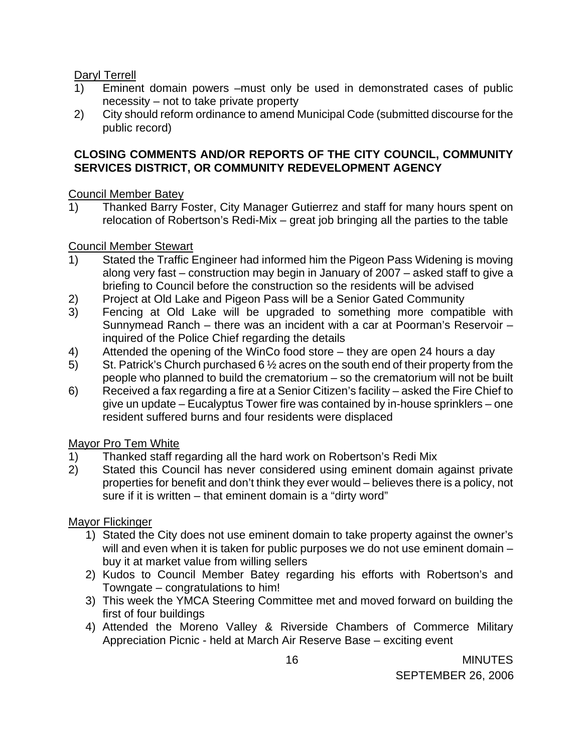Daryl Terrell

1) Eminent domain powers –must only be used in demonstrated cases of public necessity – not to take private property
2) City should reform ordinance to amend Municipal Code (submitted discourse for the public record)

**CLOSING COMMENTS AND/OR REPORTS OF THE CITY COUNCIL, COMMUNITY SERVICES DISTRICT, OR COMMUNITY REDEVELOPMENT AGENCY**

Council Member Batey

1) Thanked Barry Foster, City Manager Gutierrez and staff for many hours spent on relocation of Robertson's Redi-Mix – great job bringing all the parties to the table

Council Member Stewart

1) Stated the Traffic Engineer had informed him the Pigeon Pass Widening is moving along very fast – construction may begin in January of 2007 – asked staff to give a briefing to Council before the construction so the residents will be advised
2) Project at Old Lake and Pigeon Pass will be a Senior Gated Community
3) Fencing at Old Lake will be upgraded to something more compatible with Sunnymead Ranch – there was an incident with a car at Poorman's Reservoir – inquired of the Police Chief regarding the details
4) Attended the opening of the WinCo food store – they are open 24 hours a day
5) St. Patrick's Church purchased 6 ½ acres on the south end of their property from the people who planned to build the crematorium – so the crematorium will not be built
6) Received a fax regarding a fire at a Senior Citizen's facility – asked the Fire Chief to give un update – Eucalyptus Tower fire was contained by in-house sprinklers – one resident suffered burns and four residents were displaced

Mayor Pro Tem White

1) Thanked staff regarding all the hard work on Robertson's Redi Mix
2) Stated this Council has never considered using eminent domain against private properties for benefit and don't think they ever would – believes there is a policy, not sure if it is written – that eminent domain is a "dirty word"

Mayor Flickinger

1) Stated the City does not use eminent domain to take property against the owner's will and even when it is taken for public purposes we do not use eminent domain – buy it at market value from willing sellers
2) Kudos to Council Member Batey regarding his efforts with Robertson's and Towngate – congratulations to him!
3) This week the YMCA Steering Committee met and moved forward on building the first of four buildings
4) Attended the Moreno Valley & Riverside Chambers of Commerce Military Appreciation Picnic - held at March Air Reserve Base – exciting event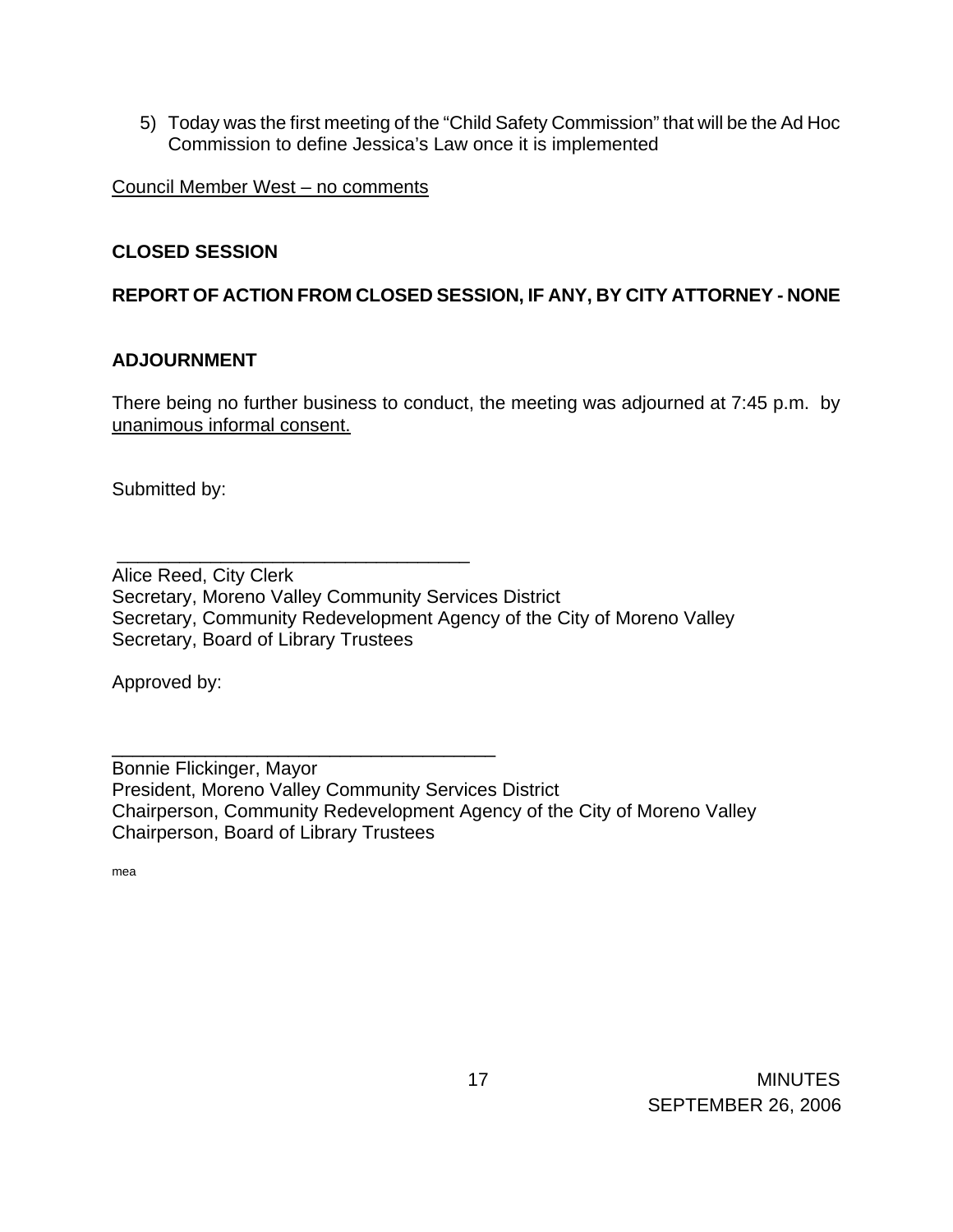5) Today was the first meeting of the "Child Safety Commission" that will be the Ad Hoc Commission to define Jessica's Law once it is implemented

Council Member West – no comments

**CLOSED SESSION**

**REPORT OF ACTION FROM CLOSED SESSION, IF ANY, BY CITY ATTORNEY - NONE**

**ADJOURNMENT**

There being no further business to conduct, the meeting was adjourned at 7:45 p.m. by unanimous informal consent.

Submitted by:

\_\_\_\_\_\_\_\_\_\_\_\_\_\_\_\_\_\_\_\_\_\_\_\_\_\_\_\_\_\_\_\_\_\_\_\_

Alice Reed, City Clerk
Secretary, Moreno Valley Community Services District
Secretary, Community Redevelopment Agency of the City of Moreno Valley
Secretary, Board of Library Trustees

Approved by:

\_\_\_\_\_\_\_\_\_\_\_\_\_\_\_\_\_\_\_\_\_\_\_\_\_\_\_\_\_\_\_\_\_\_\_\_

Bonnie Flickinger, Mayor
President, Moreno Valley Community Services District
Chairperson, Community Redevelopment Agency of the City of Moreno Valley
Chairperson, Board of Library Trustees

mea